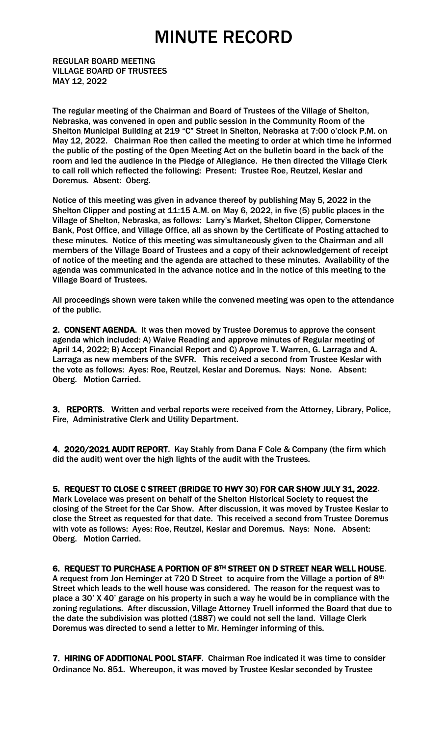# MINUTE RECORD

**REGULAR BOARD MEETING**
**VILLAGE BOARD OF TRUSTEES**
**MAY 12, 2022**

The regular meeting of the Chairman and Board of Trustees of the Village of Shelton, Nebraska, was convened in open and public session in the Community Room of the Shelton Municipal Building at 219 "C" Street in Shelton, Nebraska at 7:00 o'clock P.M. on May 12, 2022. Chairman Roe then called the meeting to order at which time he informed the public of the posting of the Open Meeting Act on the bulletin board in the back of the room and led the audience in the Pledge of Allegiance. He then directed the Village Clerk to call roll which reflected the following: Present: Trustee Roe, Reutzel, Keslar and Doremus. Absent: Oberg.

Notice of this meeting was given in advance thereof by publishing May 5, 2022 in the Shelton Clipper and posting at 11:15 A.M. on May 6, 2022, in five (5) public places in the Village of Shelton, Nebraska, as follows: Larry's Market, Shelton Clipper, Cornerstone Bank, Post Office, and Village Office, all as shown by the Certificate of Posting attached to these minutes. Notice of this meeting was simultaneously given to the Chairman and all members of the Village Board of Trustees and a copy of their acknowledgement of receipt of notice of the meeting and the agenda are attached to these minutes. Availability of the agenda was communicated in the advance notice and in the notice of this meeting to the Village Board of Trustees.

All proceedings shown were taken while the convened meeting was open to the attendance of the public.

**2. CONSENT AGENDA**. It was then moved by Trustee Doremus to approve the consent agenda which included: A) Waive Reading and approve minutes of Regular meeting of April 14, 2022; B) Accept Financial Report and C) Approve T. Warren, G. Larraga and A. Larraga as new members of the SVFR. This received a second from Trustee Keslar with the vote as follows: Ayes: Roe, Reutzel, Keslar and Doremus. Nays: None. Absent: Oberg. Motion Carried.

**3. REPORTS**. Written and verbal reports were received from the Attorney, Library, Police, Fire, Administrative Clerk and Utility Department.

**4. 2020/2021 AUDIT REPORT**. Kay Stahly from Dana F Cole & Company (the firm which did the audit) went over the high lights of the audit with the Trustees.

**5. REQUEST TO CLOSE C STREET (BRIDGE TO HWY 30) FOR CAR SHOW JULY 31, 2022**. Mark Lovelace was present on behalf of the Shelton Historical Society to request the closing of the Street for the Car Show. After discussion, it was moved by Trustee Keslar to close the Street as requested for that date. This received a second from Trustee Doremus with vote as follows: Ayes: Roe, Reutzel, Keslar and Doremus. Nays: None. Absent: Oberg. Motion Carried.

**6. REQUEST TO PURCHASE A PORTION OF 8TH STREET ON D STREET NEAR WELL HOUSE**. A request from Jon Heminger at 720 D Street to acquire from the Village a portion of 8th Street which leads to the well house was considered. The reason for the request was to place a 30' X 40' garage on his property in such a way he would be in compliance with the zoning regulations. After discussion, Village Attorney Truell informed the Board that due to the date the subdivision was plotted (1887) we could not sell the land. Village Clerk Doremus was directed to send a letter to Mr. Heminger informing of this.

**7. HIRING OF ADDITIONAL POOL STAFF**. Chairman Roe indicated it was time to consider Ordinance No. 851. Whereupon, it was moved by Trustee Keslar seconded by Trustee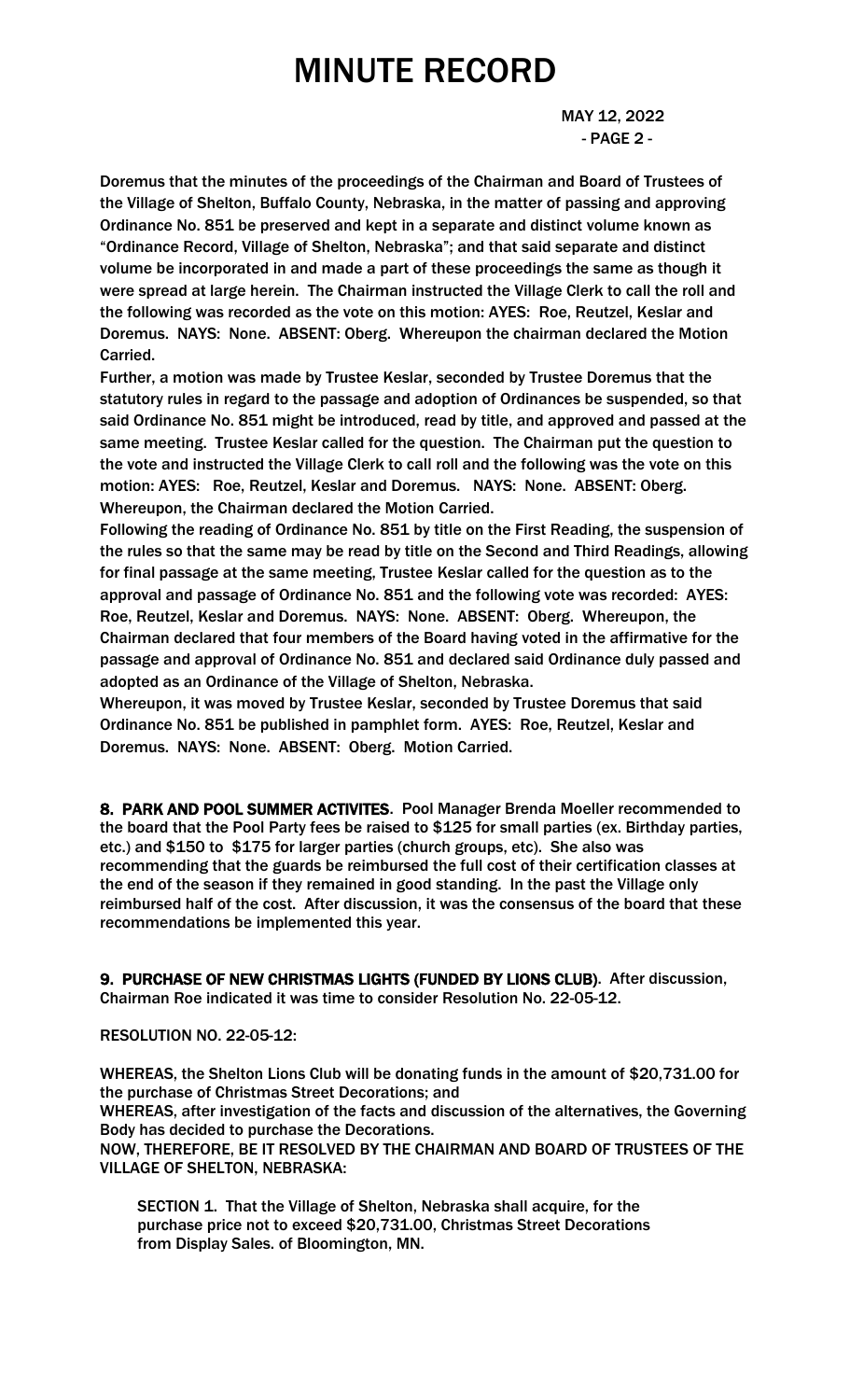Doremus that the minutes of the proceedings of the Chairman and Board of Trustees of the Village of Shelton, Buffalo County, Nebraska, in the matter of passing and approving Ordinance No. 851 be preserved and kept in a separate and distinct volume known as "Ordinance Record, Village of Shelton, Nebraska"; and that said separate and distinct volume be incorporated in and made a part of these proceedings the same as though it were spread at large herein. The Chairman instructed the Village Clerk to call the roll and the following was recorded as the vote on this motion: AYES: Roe, Reutzel, Keslar and Doremus. NAYS: None. ABSENT: Oberg. Whereupon the chairman declared the Motion Carried.

Further, a motion was made by Trustee Keslar, seconded by Trustee Doremus that the statutory rules in regard to the passage and adoption of Ordinances be suspended, so that said Ordinance No. 851 might be introduced, read by title, and approved and passed at the same meeting. Trustee Keslar called for the question. The Chairman put the question to the vote and instructed the Village Clerk to call roll and the following was the vote on this motion: AYES: Roe, Reutzel, Keslar and Doremus. NAYS: None. ABSENT: Oberg. Whereupon, the Chairman declared the Motion Carried.

Following the reading of Ordinance No. 851 by title on the First Reading, the suspension of the rules so that the same may be read by title on the Second and Third Readings, allowing for final passage at the same meeting, Trustee Keslar called for the question as to the approval and passage of Ordinance No. 851 and the following vote was recorded: AYES: Roe, Reutzel, Keslar and Doremus. NAYS: None. ABSENT: Oberg. Whereupon, the Chairman declared that four members of the Board having voted in the affirmative for the passage and approval of Ordinance No. 851 and declared said Ordinance duly passed and adopted as an Ordinance of the Village of Shelton, Nebraska.

Whereupon, it was moved by Trustee Keslar, seconded by Trustee Doremus that said Ordinance No. 851 be published in pamphlet form. AYES: Roe, Reutzel, Keslar and Doremus. NAYS: None. ABSENT: Oberg. Motion Carried.

**8. PARK AND POOL SUMMER ACTIVITES**. Pool Manager Brenda Moeller recommended to the board that the Pool Party fees be raised to $125 for small parties (ex. Birthday parties, etc.) and $150 to $175 for larger parties (church groups, etc). She also was recommending that the guards be reimbursed the full cost of their certification classes at the end of the season if they remained in good standing. In the past the Village only reimbursed half of the cost. After discussion, it was the consensus of the board that these recommendations be implemented this year.

**9. PURCHASE OF NEW CHRISTMAS LIGHTS (FUNDED BY LIONS CLUB)**. After discussion, Chairman Roe indicated it was time to consider Resolution No. 22-05-12.

RESOLUTION NO. 22-05-12:

WHEREAS, the Shelton Lions Club will be donating funds in the amount of $20,731.00 for the purchase of Christmas Street Decorations; and

WHEREAS, after investigation of the facts and discussion of the alternatives, the Governing Body has decided to purchase the Decorations.

NOW, THEREFORE, BE IT RESOLVED BY THE CHAIRMAN AND BOARD OF TRUSTEES OF THE VILLAGE OF SHELTON, NEBRASKA:

SECTION 1. That the Village of Shelton, Nebraska shall acquire, for the purchase price not to exceed $20,731.00, Christmas Street Decorations from Display Sales. of Bloomington, MN.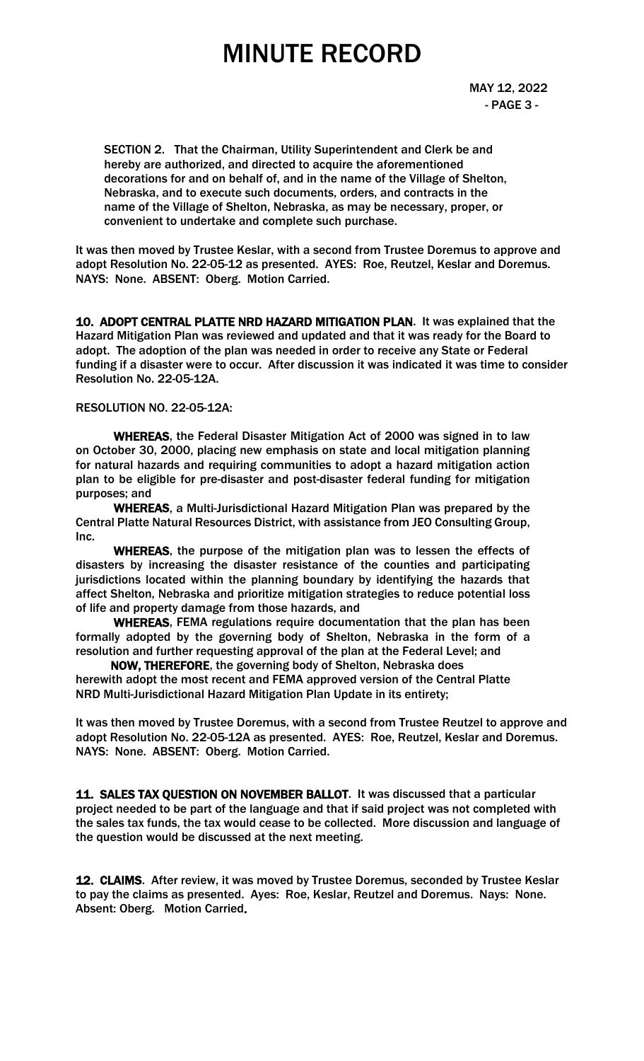SECTION 2. That the Chairman, Utility Superintendent and Clerk be and hereby are authorized, and directed to acquire the aforementioned decorations for and on behalf of, and in the name of the Village of Shelton, Nebraska, and to execute such documents, orders, and contracts in the name of the Village of Shelton, Nebraska, as may be necessary, proper, or convenient to undertake and complete such purchase.

It was then moved by Trustee Keslar, with a second from Trustee Doremus to approve and adopt Resolution No. 22-05-12 as presented. AYES: Roe, Reutzel, Keslar and Doremus. NAYS: None. ABSENT: Oberg. Motion Carried.

**10. ADOPT CENTRAL PLATTE NRD HAZARD MITIGATION PLAN**. It was explained that the Hazard Mitigation Plan was reviewed and updated and that it was ready for the Board to adopt. The adoption of the plan was needed in order to receive any State or Federal funding if a disaster were to occur. After discussion it was indicated it was time to consider Resolution No. 22-05-12A.

RESOLUTION NO. 22-05-12A:

**WHEREAS**, the Federal Disaster Mitigation Act of 2000 was signed in to law on October 30, 2000, placing new emphasis on state and local mitigation planning for natural hazards and requiring communities to adopt a hazard mitigation action plan to be eligible for pre-disaster and post-disaster federal funding for mitigation purposes; and

**WHEREAS**, a Multi-Jurisdictional Hazard Mitigation Plan was prepared by the Central Platte Natural Resources District, with assistance from JEO Consulting Group, Inc.

**WHEREAS**, the purpose of the mitigation plan was to lessen the effects of disasters by increasing the disaster resistance of the counties and participating jurisdictions located within the planning boundary by identifying the hazards that affect Shelton, Nebraska and prioritize mitigation strategies to reduce potential loss of life and property damage from those hazards, and

**WHEREAS**, FEMA regulations require documentation that the plan has been formally adopted by the governing body of Shelton, Nebraska in the form of a resolution and further requesting approval of the plan at the Federal Level; and

**NOW, THEREFORE**, the governing body of Shelton, Nebraska does herewith adopt the most recent and FEMA approved version of the Central Platte NRD Multi-Jurisdictional Hazard Mitigation Plan Update in its entirety;

It was then moved by Trustee Doremus, with a second from Trustee Reutzel to approve and adopt Resolution No. 22-05-12A as presented. AYES: Roe, Reutzel, Keslar and Doremus. NAYS: None. ABSENT: Oberg. Motion Carried.

**11. SALES TAX QUESTION ON NOVEMBER BALLOT**. It was discussed that a particular project needed to be part of the language and that if said project was not completed with the sales tax funds, the tax would cease to be collected. More discussion and language of the question would be discussed at the next meeting.

**12. CLAIMS**. After review, it was moved by Trustee Doremus, seconded by Trustee Keslar to pay the claims as presented. Ayes: Roe, Keslar, Reutzel and Doremus. Nays: None. Absent: Oberg. Motion Carried.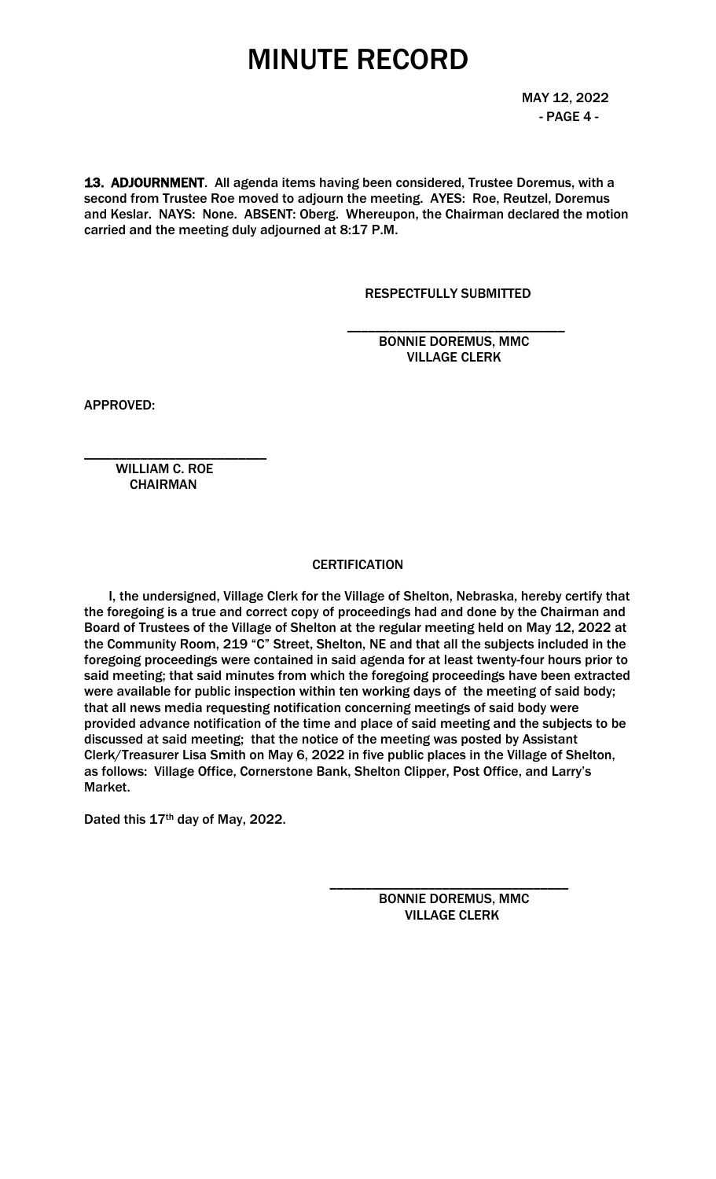**13. ADJOURNMENT**. All agenda items having been considered, Trustee Doremus, with a second from Trustee Roe moved to adjourn the meeting. AYES: Roe, Reutzel, Doremus and Keslar. NAYS: None. ABSENT: Oberg. Whereupon, the Chairman declared the motion carried and the meeting duly adjourned at 8:17 P.M.

RESPECTFULLY SUBMITTED

\_\_\_\_\_\_\_\_\_\_\_\_\_\_\_\_\_\_\_\_\_\_\_\_\_\_\_\_\_\_\_\_
BONNIE DOREMUS, MMC
VILLAGE CLERK

APPROVED:

\_\_\_\_\_\_\_\_\_\_\_\_\_\_\_\_\_\_\_\_\_\_\_\_\_\_\_\_
WILLIAM C. ROE
CHAIRMAN

## CERTIFICATION

I, the undersigned, Village Clerk for the Village of Shelton, Nebraska, hereby certify that the foregoing is a true and correct copy of proceedings had and done by the Chairman and Board of Trustees of the Village of Shelton at the regular meeting held on May 12, 2022 at the Community Room, 219 "C" Street, Shelton, NE and that all the subjects included in the foregoing proceedings were contained in said agenda for at least twenty-four hours prior to said meeting; that said minutes from which the foregoing proceedings have been extracted were available for public inspection within ten working days of the meeting of said body; that all news media requesting notification concerning meetings of said body were provided advance notification of the time and place of said meeting and the subjects to be discussed at said meeting; that the notice of the meeting was posted by Assistant Clerk/Treasurer Lisa Smith on May 6, 2022 in five public places in the Village of Shelton, as follows: Village Office, Cornerstone Bank, Shelton Clipper, Post Office, and Larry's Market.

Dated this 17th day of May, 2022.

\_\_\_\_\_\_\_\_\_\_\_\_\_\_\_\_\_\_\_\_\_\_\_\_\_\_\_\_\_\_\_\_\_\_
BONNIE DOREMUS, MMC
VILLAGE CLERK